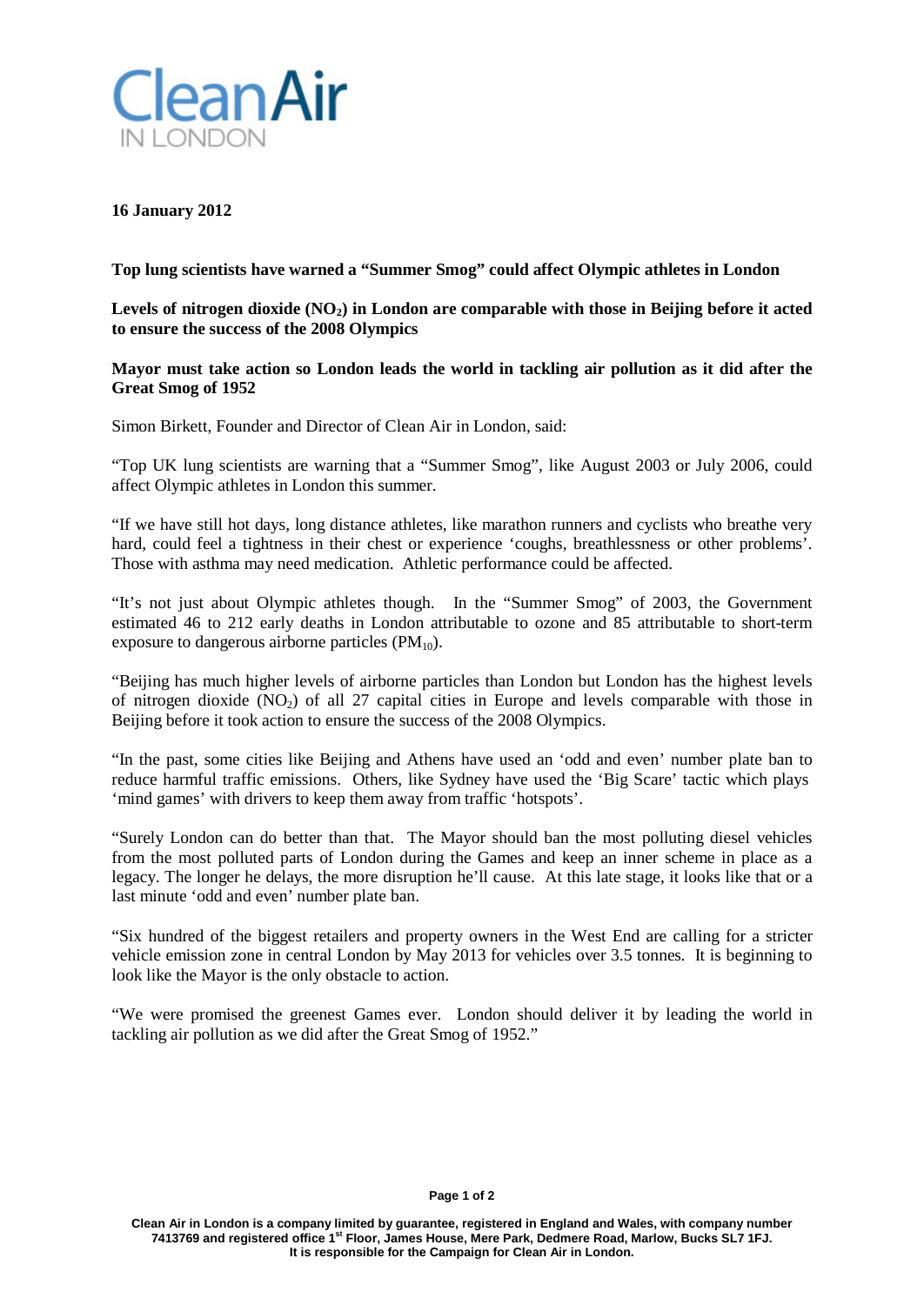Clean Air IN LONDON

**16 January 2012**

**Top lung scientists have warned a "Summer Smog" could affect Olympic athletes in London**

**Levels of nitrogen dioxide ($NO_2$) in London are comparable with those in Beijing before it acted to ensure the success of the 2008 Olympics**

**Mayor must take action so London leads the world in tackling air pollution as it did after the Great Smog of 1952**

Simon Birkett, Founder and Director of Clean Air in London, said:

"Top UK lung scientists are warning that a "Summer Smog", like August 2003 or July 2006, could affect Olympic athletes in London this summer.

"If we have still hot days, long distance athletes, like marathon runners and cyclists who breathe very hard, could feel a tightness in their chest or experience 'coughs, breathlessness or other problems'. Those with asthma may need medication. Athletic performance could be affected.

"It's not just about Olympic athletes though. In the "Summer Smog" of 2003, the Government estimated 46 to 212 early deaths in London attributable to ozone and 85 attributable to short-term exposure to dangerous airborne particles ($PM_{10}$).

"Beijing has much higher levels of airborne particles than London but London has the highest levels of nitrogen dioxide ($NO_2$) of all 27 capital cities in Europe and levels comparable with those in Beijing before it took action to ensure the success of the 2008 Olympics.

"In the past, some cities like Beijing and Athens have used an 'odd and even' number plate ban to reduce harmful traffic emissions. Others, like Sydney have used the 'Big Scare' tactic which plays 'mind games' with drivers to keep them away from traffic 'hotspots'.

"Surely London can do better than that. The Mayor should ban the most polluting diesel vehicles from the most polluted parts of London during the Games and keep an inner scheme in place as a legacy. The longer he delays, the more disruption he'll cause. At this late stage, it looks like that or a last minute 'odd and even' number plate ban.

"Six hundred of the biggest retailers and property owners in the West End are calling for a stricter vehicle emission zone in central London by May 2013 for vehicles over 3.5 tonnes. It is beginning to look like the Mayor is the only obstacle to action.

"We were promised the greenest Games ever. London should deliver it by leading the world in tackling air pollution as we did after the Great Smog of 1952."

**Clean Air in London is a company limited by guarantee, registered in England and Wales, with company number 7413769 and registered office 1st Floor, James House, Mere Park, Dedmere Road, Marlow, Bucks SL7 1FJ. It is responsible for the Campaign for Clean Air in London.**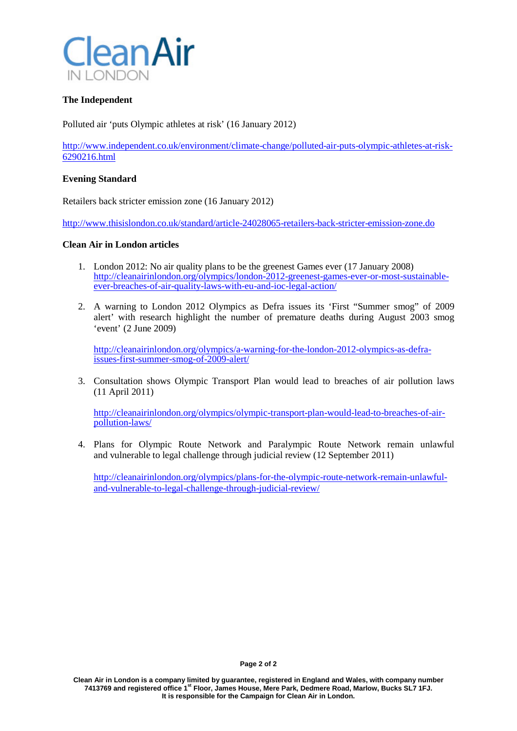**The Independent**

Polluted air 'puts Olympic athletes at risk' (16 January 2012)

http://www.independent.co.uk/environment/climate-change/polluted-air-puts-olympic-athletes-at-risk-6290216.html

**Evening Standard**

Retailers back stricter emission zone (16 January 2012)

http://www.thisislondon.co.uk/standard/article-24028065-retailers-back-stricter-emission-zone.do

**Clean Air in London articles**

1. London 2012: No air quality plans to be the greenest Games ever (17 January 2008) http://cleanairinlondon.org/olympics/london-2012-greenest-games-ever-or-most-sustainable-ever-breaches-of-air-quality-laws-with-eu-and-ioc-legal-action/

2. A warning to London 2012 Olympics as Defra issues its 'First "Summer smog" of 2009 alert' with research highlight the number of premature deaths during August 2003 smog 'event' (2 June 2009)

   http://cleanairinlondon.org/olympics/a-warning-for-the-london-2012-olympics-as-defra-issues-first-summer-smog-of-2009-alert/

3. Consultation shows Olympic Transport Plan would lead to breaches of air pollution laws (11 April 2011)

   http://cleanairinlondon.org/olympics/olympic-transport-plan-would-lead-to-breaches-of-air-pollution-laws/

4. Plans for Olympic Route Network and Paralympic Route Network remain unlawful and vulnerable to legal challenge through judicial review (12 September 2011)

   http://cleanairinlondon.org/olympics/plans-for-the-olympic-route-network-remain-unlawful-and-vulnerable-to-legal-challenge-through-judicial-review/

**Clean Air in London is a company limited by guarantee, registered in England and Wales, with company number 7413769 and registered office 1st Floor, James House, Mere Park, Dedmere Road, Marlow, Bucks SL7 1FJ. It is responsible for the Campaign for Clean Air in London.**